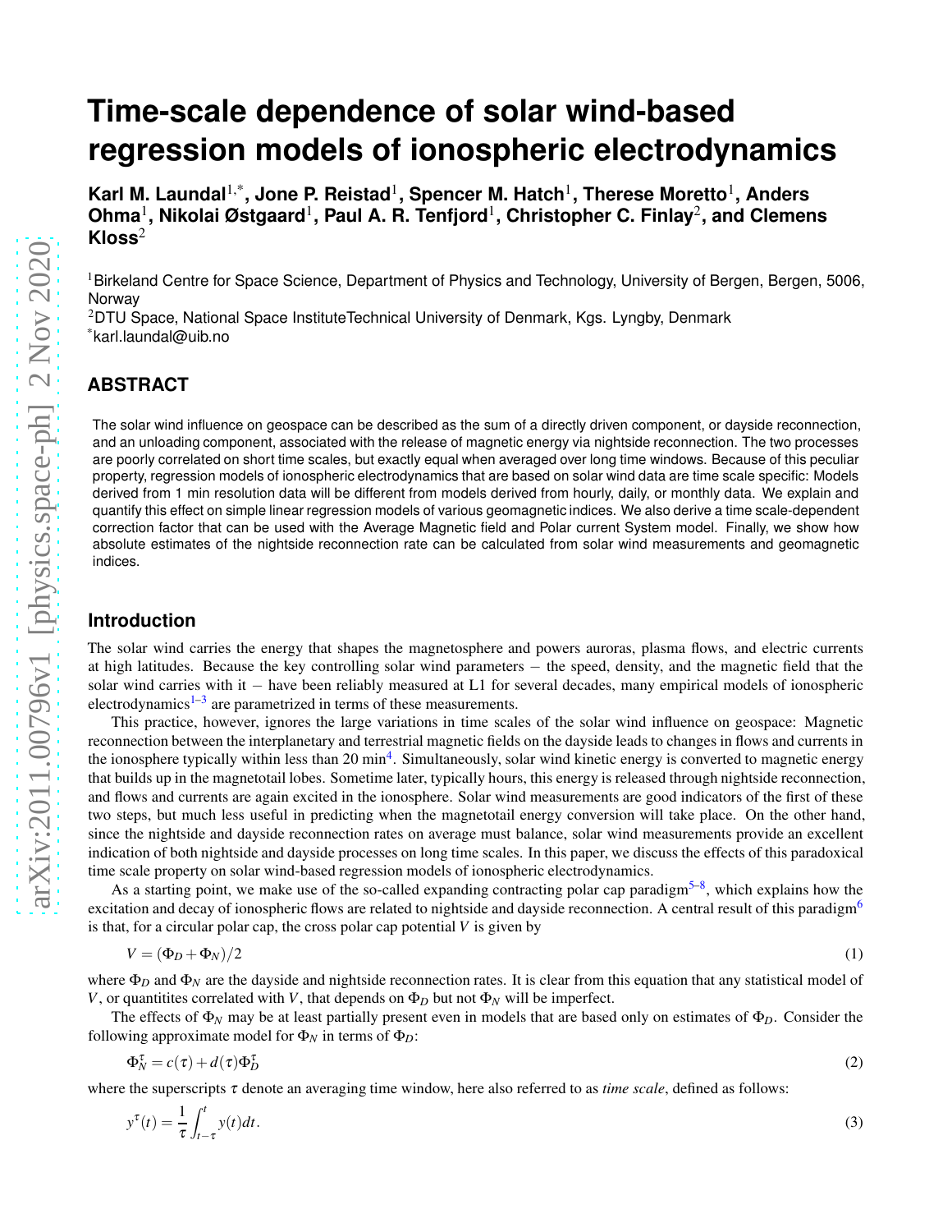# Time-scale dependence of solar wind-based regression models of ionospheric electrodynamics

**Karl M. Laundal[1,*], Jone P. Reistad[1], Spencer M. Hatch[1], Therese Moretto[1], Anders Ohma[1], Nikolai Østgaard[1], Paul A. R. Tenfjord[1], Christopher C. Finlay[2], and Clemens Kloss[2]**

[1]Birkeland Centre for Space Science, Department of Physics and Technology, University of Bergen, Bergen, 5006, Norway

[2]DTU Space, National Space InstituteTechnical University of Denmark, Kgs. Lyngby, Denmark

[*]karl.laundal@uib.no

## ABSTRACT

The solar wind influence on geospace can be described as the sum of a directly driven component, or dayside reconnection, and an unloading component, associated with the release of magnetic energy via nightside reconnection. The two processes are poorly correlated on short time scales, but exactly equal when averaged over long time windows. Because of this peculiar property, regression models of ionospheric electrodynamics that are based on solar wind data are time scale specific: Models derived from 1 min resolution data will be different from models derived from hourly, daily, or monthly data. We explain and quantify this effect on simple linear regression models of various geomagnetic indices. We also derive a time scale-dependent correction factor that can be used with the Average Magnetic field and Polar current System model. Finally, we show how absolute estimates of the nightside reconnection rate can be calculated from solar wind measurements and geomagnetic indices.

## Introduction

The solar wind carries the energy that shapes the magnetosphere and powers auroras, plasma flows, and electric currents at high latitudes. Because the key controlling solar wind parameters − the speed, density, and the magnetic field that the solar wind carries with it − have been reliably measured at L1 for several decades, many empirical models of ionospheric electrodynamics[1–3] are parametrized in terms of these measurements.

This practice, however, ignores the large variations in time scales of the solar wind influence on geospace: Magnetic reconnection between the interplanetary and terrestrial magnetic fields on the dayside leads to changes in flows and currents in the ionosphere typically within less than 20 min[4]. Simultaneously, solar wind kinetic energy is converted to magnetic energy that builds up in the magnetotail lobes. Sometime later, typically hours, this energy is released through nightside reconnection, and flows and currents are again excited in the ionosphere. Solar wind measurements are good indicators of the first of these two steps, but much less useful in predicting when the magnetotail energy conversion will take place. On the other hand, since the nightside and dayside reconnection rates on average must balance, solar wind measurements provide an excellent indication of both nightside and dayside processes on long time scales. In this paper, we discuss the effects of this paradoxical time scale property on solar wind-based regression models of ionospheric electrodynamics.

As a starting point, we make use of the so-called expanding contracting polar cap paradigm[5–8], which explains how the excitation and decay of ionospheric flows are related to nightside and dayside reconnection. A central result of this paradigm[6] is that, for a circular polar cap, the cross polar cap potential $V$ is given by

$$V = (\Phi_D + \Phi_N)/2 \tag{1}$$

where $\Phi_D$ and $\Phi_N$ are the dayside and nightside reconnection rates. It is clear from this equation that any statistical model of $V$, or quantitites correlated with $V$, that depends on $\Phi_D$ but not $\Phi_N$ will be imperfect.

The effects of $\Phi_N$ may be at least partially present even in models that are based only on estimates of $\Phi_D$. Consider the following approximate model for $\Phi_N$ in terms of $\Phi_D$:

$$\Phi_N^\tau = c(\tau) + d(\tau)\Phi_D^\tau \tag{2}$$

where the superscripts $\tau$ denote an averaging time window, here also referred to as *time scale*, defined as follows:

$$y^\tau(t) = \frac{1}{\tau}\int_{t-\tau}^{t} y(t)dt. \tag{3}$$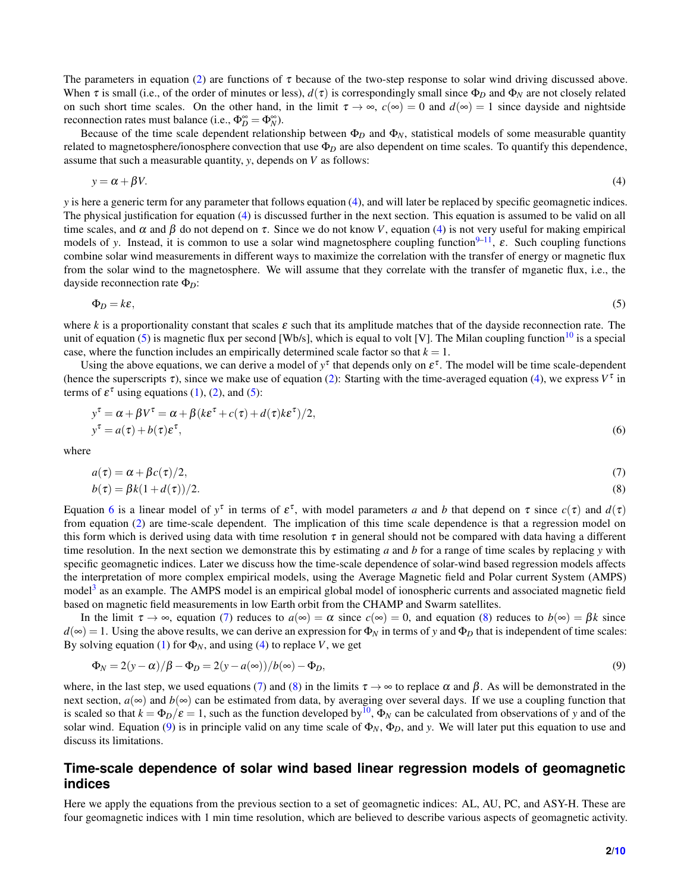The parameters in equation (2) are functions of $\tau$ because of the two-step response to solar wind driving discussed above. When $\tau$ is small (i.e., of the order of minutes or less), $d(\tau)$ is correspondingly small since $\Phi_D$ and $\Phi_N$ are not closely related on such short time scales. On the other hand, in the limit $\tau \to \infty$, $c(\infty) = 0$ and $d(\infty) = 1$ since dayside and nightside reconnection rates must balance (i.e., $\Phi_D^\infty = \Phi_N^\infty$).

Because of the time scale dependent relationship between $\Phi_D$ and $\Phi_N$, statistical models of some measurable quantity related to magnetosphere/ionosphere convection that use $\Phi_D$ are also dependent on time scales. To quantify this dependence, assume that such a measurable quantity, $y$, depends on $V$ as follows:

$$y = \alpha + \beta V. \tag{4}$$

$y$ is here a generic term for any parameter that follows equation (4), and will later be replaced by specific geomagnetic indices. The physical justification for equation (4) is discussed further in the next section. This equation is assumed to be valid on all time scales, and $\alpha$ and $\beta$ do not depend on $\tau$. Since we do not know $V$, equation (4) is not very useful for making empirical models of $y$. Instead, it is common to use a solar wind magnetosphere coupling function[9–11], $\varepsilon$. Such coupling functions combine solar wind measurements in different ways to maximize the correlation with the transfer of energy or magnetic flux from the solar wind to the magnetosphere. We will assume that they correlate with the transfer of mganetic flux, i.e., the dayside reconnection rate $\Phi_D$:

$$\Phi_D = k\varepsilon, \tag{5}$$

where $k$ is a proportionality constant that scales $\varepsilon$ such that its amplitude matches that of the dayside reconnection rate. The unit of equation (5) is magnetic flux per second [Wb/s], which is equal to volt [V]. The Milan coupling function[10] is a special case, where the function includes an empirically determined scale factor so that $k = 1$.

Using the above equations, we can derive a model of $y^\tau$ that depends only on $\varepsilon^\tau$. The model will be time scale-dependent (hence the superscripts $\tau$), since we make use of equation (2): Starting with the time-averaged equation (4), we express $V^\tau$ in terms of $\varepsilon^\tau$ using equations (1), (2), and (5):

$$\begin{aligned} y^\tau &= \alpha + \beta V^\tau = \alpha + \beta(k\varepsilon^\tau + c(\tau) + d(\tau)k\varepsilon^\tau)/2, \\ y^\tau &= a(\tau) + b(\tau)\varepsilon^\tau, \end{aligned} \tag{6}$$

where

$$a(\tau) = \alpha + \beta c(\tau)/2, \tag{7}$$

$$b(\tau) = \beta k(1 + d(\tau))/2. \tag{8}$$

Equation 6 is a linear model of $y^\tau$ in terms of $\varepsilon^\tau$, with model parameters $a$ and $b$ that depend on $\tau$ since $c(\tau)$ and $d(\tau)$ from equation (2) are time-scale dependent. The implication of this time scale dependence is that a regression model on this form which is derived using data with time resolution $\tau$ in general should not be compared with data having a different time resolution. In the next section we demonstrate this by estimating $a$ and $b$ for a range of time scales by replacing $y$ with specific geomagnetic indices. Later we discuss how the time-scale dependence of solar-wind based regression models affects the interpretation of more complex empirical models, using the Average Magnetic field and Polar current System (AMPS) model[3] as an example. The AMPS model is an empirical global model of ionospheric currents and associated magnetic field based on magnetic field measurements in low Earth orbit from the CHAMP and Swarm satellites.

In the limit $\tau \to \infty$, equation (7) reduces to $a(\infty) = \alpha$ since $c(\infty) = 0$, and equation (8) reduces to $b(\infty) = \beta k$ since $d(\infty) = 1$. Using the above results, we can derive an expression for $\Phi_N$ in terms of $y$ and $\Phi_D$ that is independent of time scales: By solving equation (1) for $\Phi_N$, and using (4) to replace $V$, we get

$$\Phi_N = 2(y - \alpha)/\beta - \Phi_D = 2(y - a(\infty))/b(\infty) - \Phi_D, \tag{9}$$

where, in the last step, we used equations (7) and (8) in the limits $\tau \to \infty$ to replace $\alpha$ and $\beta$. As will be demonstrated in the next section, $a(\infty)$ and $b(\infty)$ can be estimated from data, by averaging over several days. If we use a coupling function that is scaled so that $k = \Phi_D/\varepsilon = 1$, such as the function developed by[10], $\Phi_N$ can be calculated from observations of $y$ and of the solar wind. Equation (9) is in principle valid on any time scale of $\Phi_N$, $\Phi_D$, and $y$. We will later put this equation to use and discuss its limitations.

## Time-scale dependence of solar wind based linear regression models of geomagnetic indices

Here we apply the equations from the previous section to a set of geomagnetic indices: AL, AU, PC, and ASY-H. These are four geomagnetic indices with 1 min time resolution, which are believed to describe various aspects of geomagnetic activity.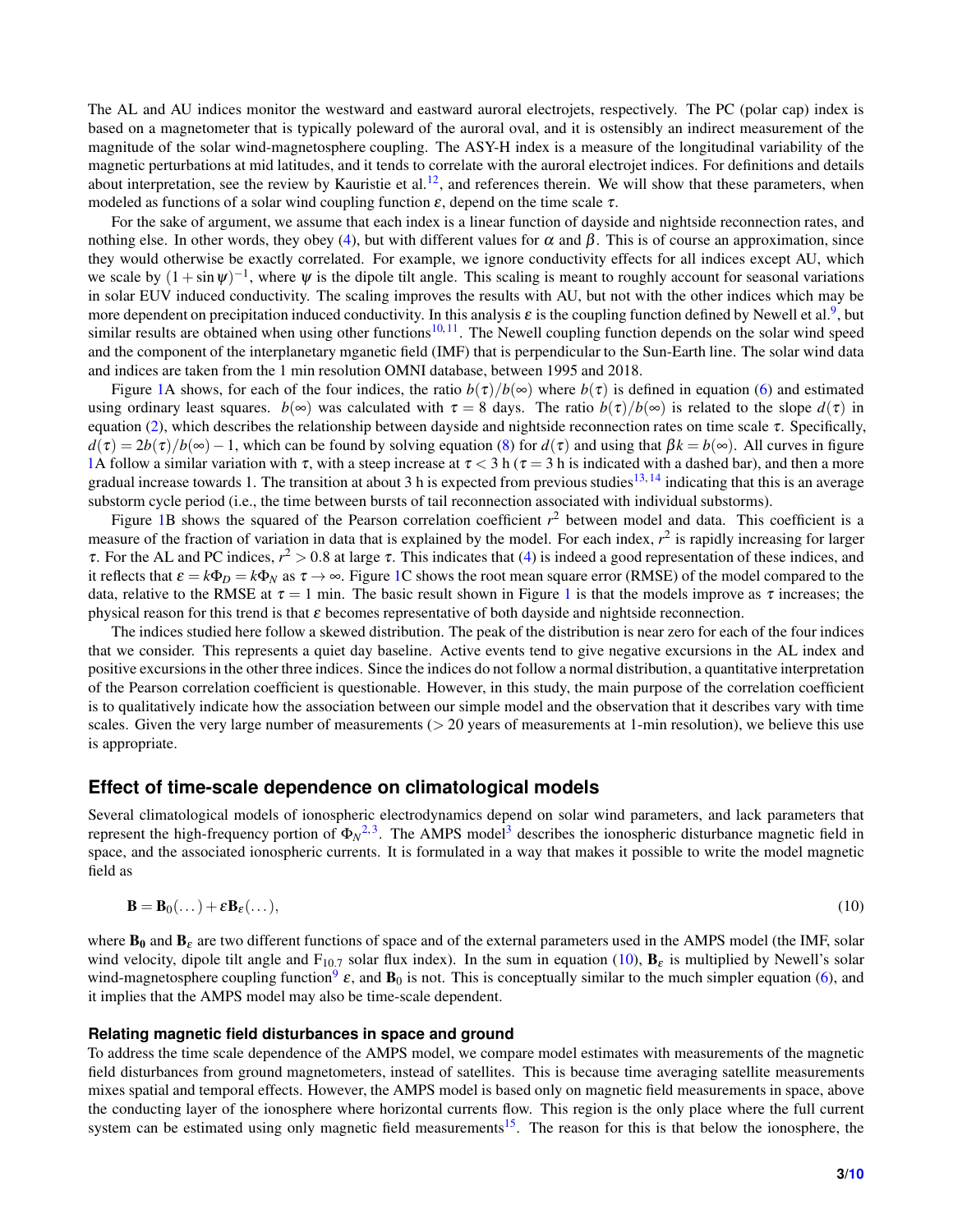The AL and AU indices monitor the westward and eastward auroral electrojets, respectively. The PC (polar cap) index is based on a magnetometer that is typically poleward of the auroral oval, and it is ostensibly an indirect measurement of the magnitude of the solar wind-magnetosphere coupling. The ASY-H index is a measure of the longitudinal variability of the magnetic perturbations at mid latitudes, and it tends to correlate with the auroral electrojet indices. For definitions and details about interpretation, see the review by Kauristie et al.[12], and references therein. We will show that these parameters, when modeled as functions of a solar wind coupling function $\varepsilon$, depend on the time scale $\tau$.

For the sake of argument, we assume that each index is a linear function of dayside and nightside reconnection rates, and nothing else. In other words, they obey (4), but with different values for $\alpha$ and $\beta$. This is of course an approximation, since they would otherwise be exactly correlated. For example, we ignore conductivity effects for all indices except AU, which we scale by $(1+\sin\psi)^{-1}$, where $\psi$ is the dipole tilt angle. This scaling is meant to roughly account for seasonal variations in solar EUV induced conductivity. The scaling improves the results with AU, but not with the other indices which may be more dependent on precipitation induced conductivity. In this analysis $\varepsilon$ is the coupling function defined by Newell et al.[9], but similar results are obtained when using other functions[10,11]. The Newell coupling function depends on the solar wind speed and the component of the interplanetary mganetic field (IMF) that is perpendicular to the Sun-Earth line. The solar wind data and indices are taken from the 1 min resolution OMNI database, between 1995 and 2018.

Figure 1A shows, for each of the four indices, the ratio $b(\tau)/b(\infty)$ where $b(\tau)$ is defined in equation (6) and estimated using ordinary least squares. $b(\infty)$ was calculated with $\tau = 8$ days. The ratio $b(\tau)/b(\infty)$ is related to the slope $d(\tau)$ in equation (2), which describes the relationship between dayside and nightside reconnection rates on time scale $\tau$. Specifically, $d(\tau) = 2b(\tau)/b(\infty) - 1$, which can be found by solving equation (8) for $d(\tau)$ and using that $\beta k = b(\infty)$. All curves in figure 1A follow a similar variation with $\tau$, with a steep increase at $\tau < 3$ h ($\tau = 3$ h is indicated with a dashed bar), and then a more gradual increase towards 1. The transition at about 3 h is expected from previous studies[13,14] indicating that this is an average substorm cycle period (i.e., the time between bursts of tail reconnection associated with individual substorms).

Figure 1B shows the squared of the Pearson correlation coefficient $r^2$ between model and data. This coefficient is a measure of the fraction of variation in data that is explained by the model. For each index, $r^2$ is rapidly increasing for larger $\tau$. For the AL and PC indices, $r^2 > 0.8$ at large $\tau$. This indicates that (4) is indeed a good representation of these indices, and it reflects that $\varepsilon = k\Phi_D = k\Phi_N$ as $\tau \to \infty$. Figure 1C shows the root mean square error (RMSE) of the model compared to the data, relative to the RMSE at $\tau = 1$ min. The basic result shown in Figure 1 is that the models improve as $\tau$ increases; the physical reason for this trend is that $\varepsilon$ becomes representative of both dayside and nightside reconnection.

The indices studied here follow a skewed distribution. The peak of the distribution is near zero for each of the four indices that we consider. This represents a quiet day baseline. Active events tend to give negative excursions in the AL index and positive excursions in the other three indices. Since the indices do not follow a normal distribution, a quantitative interpretation of the Pearson correlation coefficient is questionable. However, in this study, the main purpose of the correlation coefficient is to qualitatively indicate how the association between our simple model and the observation that it describes vary with time scales. Given the very large number of measurements (> 20 years of measurements at 1-min resolution), we believe this use is appropriate.

## Effect of time-scale dependence on climatological models

Several climatological models of ionospheric electrodynamics depend on solar wind parameters, and lack parameters that represent the high-frequency portion of $\Phi_N$[2,3]. The AMPS model[3] describes the ionospheric disturbance magnetic field in space, and the associated ionospheric currents. It is formulated in a way that makes it possible to write the model magnetic field as

$$\mathbf{B} = \mathbf{B}_0(\dots) + \varepsilon \mathbf{B}_\varepsilon(\dots), \tag{10}$$

where $\mathbf{B_0}$ and $\mathbf{B}_\varepsilon$ are two different functions of space and of the external parameters used in the AMPS model (the IMF, solar wind velocity, dipole tilt angle and $F_{10.7}$ solar flux index). In the sum in equation (10), $\mathbf{B}_\varepsilon$ is multiplied by Newell's solar wind-magnetosphere coupling function[9] $\varepsilon$, and $\mathbf{B}_0$ is not. This is conceptually similar to the much simpler equation (6), and it implies that the AMPS model may also be time-scale dependent.

### Relating magnetic field disturbances in space and ground

To address the time scale dependence of the AMPS model, we compare model estimates with measurements of the magnetic field disturbances from ground magnetometers, instead of satellites. This is because time averaging satellite measurements mixes spatial and temporal effects. However, the AMPS model is based only on magnetic field measurements in space, above the conducting layer of the ionosphere where horizontal currents flow. This region is the only place where the full current system can be estimated using only magnetic field measurements[15]. The reason for this is that below the ionosphere, the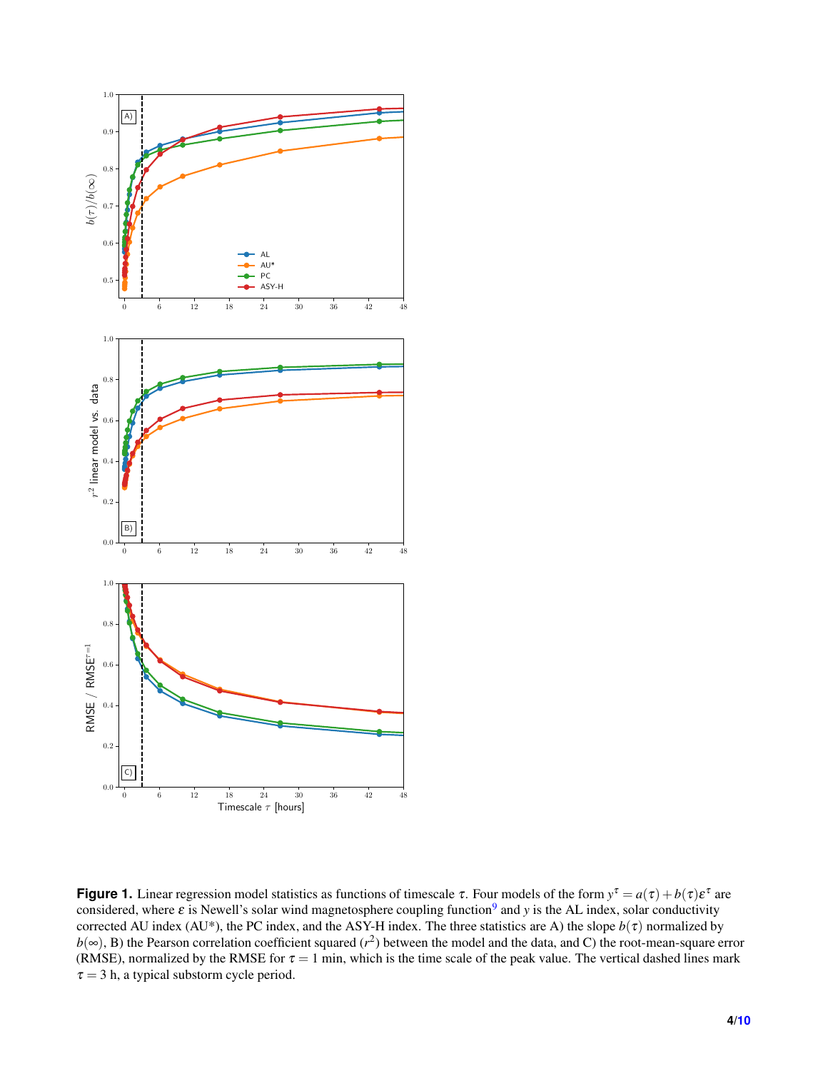**Figure 1.** Linear regression model statistics as functions of timescale $\tau$. Four models of the form $y^{\tau} = a(\tau) + b(\tau)\varepsilon^{\tau}$ are considered, where $\varepsilon$ is Newell's solar wind magnetosphere coupling function[9] and $y$ is the AL index, solar conductivity corrected AU index (AU*), the PC index, and the ASY-H index. The three statistics are A) the slope $b(\tau)$ normalized by $b(\infty)$, B) the Pearson correlation coefficient squared ($r^2$) between the model and the data, and C) the root-mean-square error (RMSE), normalized by the RMSE for $\tau = 1$ min, which is the time scale of the peak value. The vertical dashed lines mark $\tau = 3$ h, a typical substorm cycle period.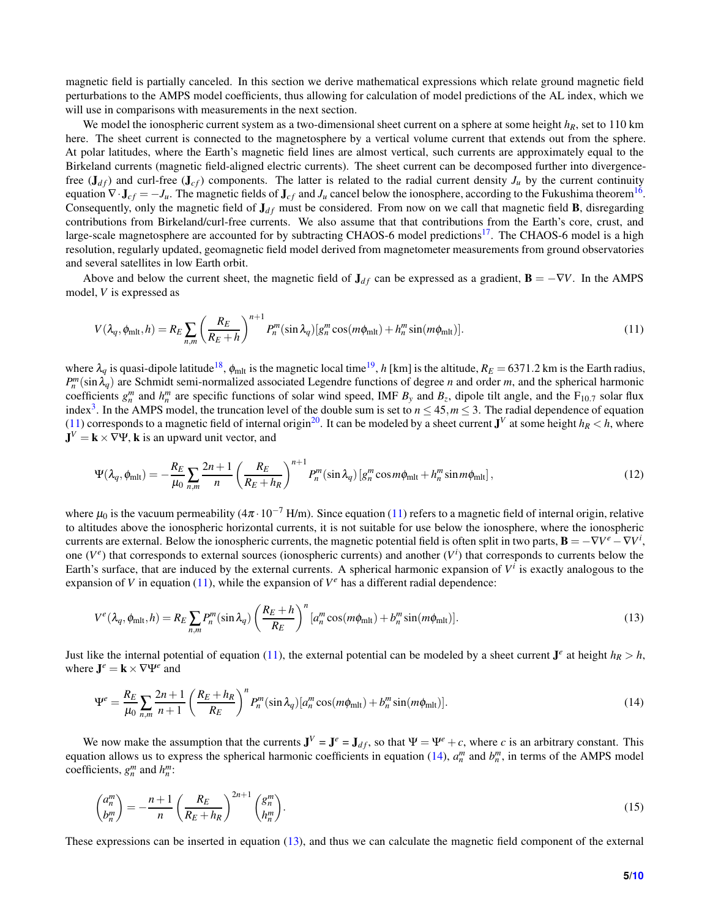magnetic field is partially canceled. In this section we derive mathematical expressions which relate ground magnetic field perturbations to the AMPS model coefficients, thus allowing for calculation of model predictions of the AL index, which we will use in comparisons with measurements in the next section.

We model the ionospheric current system as a two-dimensional sheet current on a sphere at some height $h_R$, set to 110 km here. The sheet current is connected to the magnetosphere by a vertical volume current that extends out from the sphere. At polar latitudes, where the Earth's magnetic field lines are almost vertical, such currents are approximately equal to the Birkeland currents (magnetic field-aligned electric currents). The sheet current can be decomposed further into divergence-free ($\mathbf{J}_{df}$) and curl-free ($\mathbf{J}_{cf}$) components. The latter is related to the radial current density $J_u$ by the current continuity equation $\nabla \cdot \mathbf{J}_{cf} = -J_u$. The magnetic fields of $\mathbf{J}_{cf}$ and $J_u$ cancel below the ionosphere, according to the Fukushima theorem[16]. Consequently, only the magnetic field of $\mathbf{J}_{df}$ must be considered. From now on we call that magnetic field $\mathbf{B}$, disregarding contributions from Birkeland/curl-free currents. We also assume that contributions from the Earth's core, crust, and large-scale magnetosphere are accounted for by subtracting CHAOS-6 model predictions[17]. The CHAOS-6 model is a high resolution, regularly updated, geomagnetic field model derived from magnetometer measurements from ground observatories and several satellites in low Earth orbit.

Above and below the current sheet, the magnetic field of $\mathbf{J}_{df}$ can be expressed as a gradient, $\mathbf{B} = -\nabla V$. In the AMPS model, $V$ is expressed as

$$V(\lambda_q, \phi_{\text{mlt}}, h) = R_E \sum_{n,m} \left( \frac{R_E}{R_E + h} \right)^{n+1} P_n^m(\sin \lambda_q)[g_n^m \cos(m\phi_{\text{mlt}}) + h_n^m \sin(m\phi_{\text{mlt}})]. \tag{11}$$

where $\lambda_q$ is quasi-dipole latitude[18], $\phi_{\text{mlt}}$ is the magnetic local time[19], $h$ [km] is the altitude, $R_E = 6371.2$ km is the Earth radius, $P_n^m(\sin \lambda_q)$ are Schmidt semi-normalized associated Legendre functions of degree $n$ and order $m$, and the spherical harmonic coefficients $g_n^m$ and $h_n^m$ are specific functions of solar wind speed, IMF $B_y$ and $B_z$, dipole tilt angle, and the $F_{10.7}$ solar flux index[3]. In the AMPS model, the truncation level of the double sum is set to $n \leq 45, m \leq 3$. The radial dependence of equation (11) corresponds to a magnetic field of internal origin[20]. It can be modeled by a sheet current $\mathbf{J}^V$ at some height $h_R < h$, where $\mathbf{J}^V = \mathbf{k} \times \nabla \Psi$, $\mathbf{k}$ is an upward unit vector, and

$$\Psi(\lambda_q, \phi_{\text{mlt}}) = -\frac{R_E}{\mu_0} \sum_{n,m} \frac{2n+1}{n} \left( \frac{R_E}{R_E + h_R} \right)^{n+1} P_n^m(\sin \lambda_q) \left[ g_n^m \cos m\phi_{\text{mlt}} + h_n^m \sin m\phi_{\text{mlt}} \right], \tag{12}$$

where $\mu_0$ is the vacuum permeability ($4\pi \cdot 10^{-7}$ H/m). Since equation (11) refers to a magnetic field of internal origin, relative to altitudes above the ionospheric horizontal currents, it is not suitable for use below the ionosphere, where the ionospheric currents are external. Below the ionospheric currents, the magnetic potential field is often split in two parts, $\mathbf{B} = -\nabla V^e - \nabla V^i$, one ($V^e$) that corresponds to external sources (ionospheric currents) and another ($V^i$) that corresponds to currents below the Earth's surface, that are induced by the external currents. A spherical harmonic expansion of $V^i$ is exactly analogous to the expansion of $V$ in equation (11), while the expansion of $V^e$ has a different radial dependence:

$$V^e(\lambda_q, \phi_{\text{mlt}}, h) = R_E \sum_{n,m} P_n^m(\sin \lambda_q) \left( \frac{R_E + h}{R_E} \right)^n [a_n^m \cos(m\phi_{\text{mlt}}) + b_n^m \sin(m\phi_{\text{mlt}})]. \tag{13}$$

Just like the internal potential of equation (11), the external potential can be modeled by a sheet current $\mathbf{J}^e$ at height $h_R > h$, where $\mathbf{J}^e = \mathbf{k} \times \nabla \Psi^e$ and

$$\Psi^e = \frac{R_E}{\mu_0} \sum_{n,m} \frac{2n+1}{n+1} \left( \frac{R_E + h_R}{R_E} \right)^n P_n^m(\sin \lambda_q)[a_n^m \cos(m\phi_{\text{mlt}}) + b_n^m \sin(m\phi_{\text{mlt}})]. \tag{14}$$

We now make the assumption that the currents $\mathbf{J}^V = \mathbf{J}^e = \mathbf{J}_{df}$, so that $\Psi = \Psi^e + c$, where $c$ is an arbitrary constant. This equation allows us to express the spherical harmonic coefficients in equation (14), $a_n^m$ and $b_n^m$, in terms of the AMPS model coefficients, $g_n^m$ and $h_n^m$:

$$\begin{pmatrix} a_n^m \\ b_n^m \end{pmatrix} = -\frac{n+1}{n} \left( \frac{R_E}{R_E + h_R} \right)^{2n+1} \begin{pmatrix} g_n^m \\ h_n^m \end{pmatrix}. \tag{15}$$

These expressions can be inserted in equation (13), and thus we can calculate the magnetic field component of the external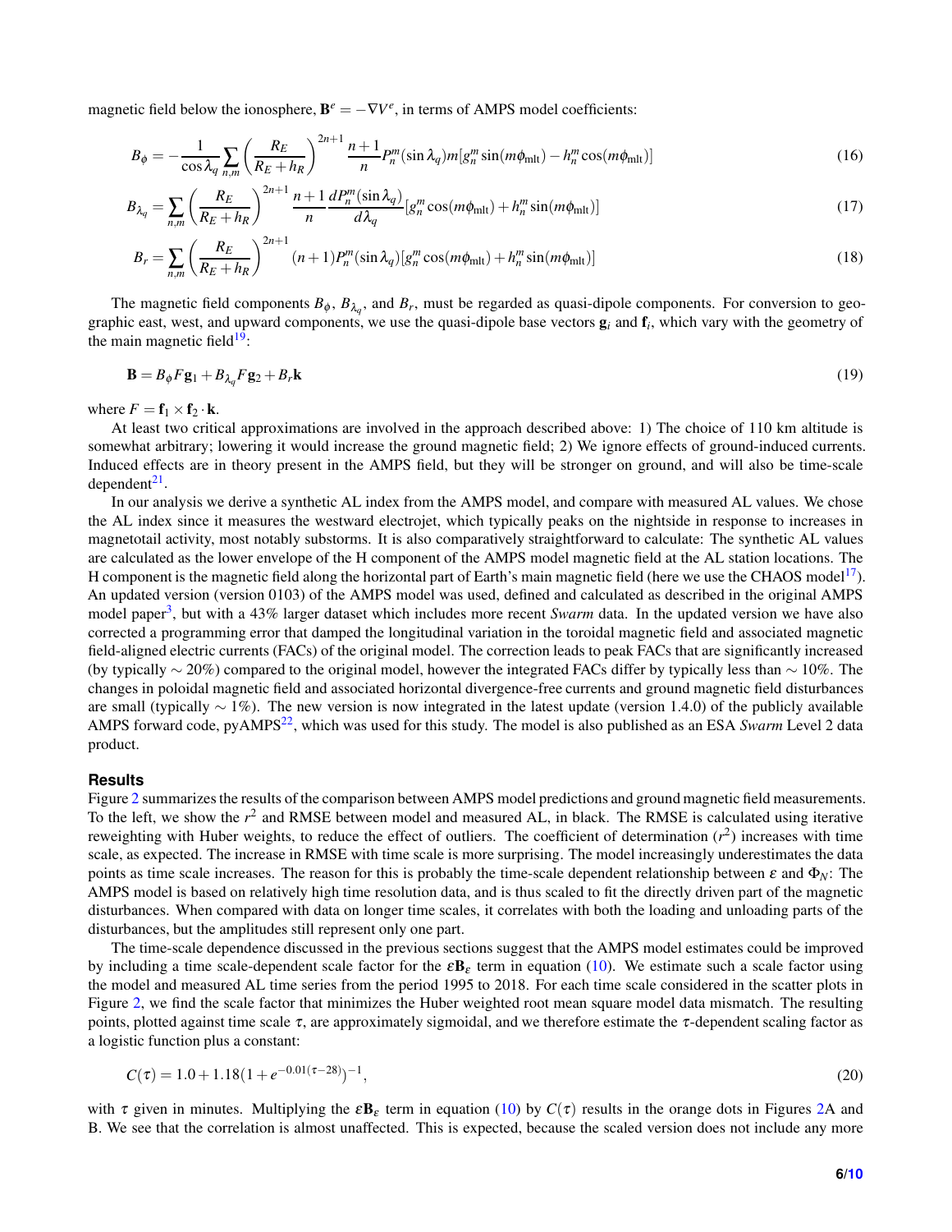magnetic field below the ionosphere, $\mathbf{B}^e = -\nabla V^e$, in terms of AMPS model coefficients:

$$B_\phi = -\frac{1}{\cos\lambda_q}\sum_{n,m}\left(\frac{R_E}{R_E+h_R}\right)^{2n+1}\frac{n+1}{n}P_n^m(\sin\lambda_q)m[g_n^m\sin(m\phi_{\text{mlt}}) - h_n^m\cos(m\phi_{\text{mlt}})] \tag{16}$$

$$B_{\lambda_q} = \sum_{n,m}\left(\frac{R_E}{R_E+h_R}\right)^{2n+1}\frac{n+1}{n}\frac{dP_n^m(\sin\lambda_q)}{d\lambda_q}[g_n^m\cos(m\phi_{\text{mlt}}) + h_n^m\sin(m\phi_{\text{mlt}})] \tag{17}$$

$$B_r = \sum_{n,m}\left(\frac{R_E}{R_E+h_R}\right)^{2n+1}(n+1)P_n^m(\sin\lambda_q)[g_n^m\cos(m\phi_{\text{mlt}}) + h_n^m\sin(m\phi_{\text{mlt}})] \tag{18}$$

The magnetic field components $B_\phi$, $B_{\lambda_q}$, and $B_r$, must be regarded as quasi-dipole components. For conversion to geographic east, west, and upward components, we use the quasi-dipole base vectors $\mathbf{g}_i$ and $\mathbf{f}_i$, which vary with the geometry of the main magnetic field[19]:

$$\mathbf{B} = B_\phi F\mathbf{g}_1 + B_{\lambda_q}F\mathbf{g}_2 + B_r\mathbf{k} \tag{19}$$

where $F = \mathbf{f}_1 \times \mathbf{f}_2 \cdot \mathbf{k}$.

At least two critical approximations are involved in the approach described above: 1) The choice of 110 km altitude is somewhat arbitrary; lowering it would increase the ground magnetic field; 2) We ignore effects of ground-induced currents. Induced effects are in theory present in the AMPS field, but they will be stronger on ground, and will also be time-scale dependent[21].

In our analysis we derive a synthetic AL index from the AMPS model, and compare with measured AL values. We chose the AL index since it measures the westward electrojet, which typically peaks on the nightside in response to increases in magnetotail activity, most notably substorms. It is also comparatively straightforward to calculate: The synthetic AL values are calculated as the lower envelope of the H component of the AMPS model magnetic field at the AL station locations. The H component is the magnetic field along the horizontal part of Earth's main magnetic field (here we use the CHAOS model[17]). An updated version (version 0103) of the AMPS model was used, defined and calculated as described in the original AMPS model paper[3], but with a 43% larger dataset which includes more recent *Swarm* data. In the updated version we have also corrected a programming error that damped the longitudinal variation in the toroidal magnetic field and associated magnetic field-aligned electric currents (FACs) of the original model. The correction leads to peak FACs that are significantly increased (by typically $\sim 20\%$) compared to the original model, however the integrated FACs differ by typically less than $\sim 10\%$. The changes in poloidal magnetic field and associated horizontal divergence-free currents and ground magnetic field disturbances are small (typically $\sim 1\%$). The new version is now integrated in the latest update (version 1.4.0) of the publicly available AMPS forward code, pyAMPS[22], which was used for this study. The model is also published as an ESA *Swarm* Level 2 data product.

## Results

Figure 2 summarizes the results of the comparison between AMPS model predictions and ground magnetic field measurements. To the left, we show the $r^2$ and RMSE between model and measured AL, in black. The RMSE is calculated using iterative reweighting with Huber weights, to reduce the effect of outliers. The coefficient of determination ($r^2$) increases with time scale, as expected. The increase in RMSE with time scale is more surprising. The model increasingly underestimates the data points as time scale increases. The reason for this is probably the time-scale dependent relationship between $\varepsilon$ and $\Phi_N$: The AMPS model is based on relatively high time resolution data, and is thus scaled to fit the directly driven part of the magnetic disturbances. When compared with data on longer time scales, it correlates with both the loading and unloading parts of the disturbances, but the amplitudes still represent only one part.

The time-scale dependence discussed in the previous sections suggest that the AMPS model estimates could be improved by including a time scale-dependent scale factor for the $\varepsilon\mathbf{B}_\varepsilon$ term in equation (10). We estimate such a scale factor using the model and measured AL time series from the period 1995 to 2018. For each time scale considered in the scatter plots in Figure 2, we find the scale factor that minimizes the Huber weighted root mean square model data mismatch. The resulting points, plotted against time scale $\tau$, are approximately sigmoidal, and we therefore estimate the $\tau$-dependent scaling factor as a logistic function plus a constant:

$$C(\tau) = 1.0 + 1.18(1 + e^{-0.01(\tau-28)})^{-1}, \tag{20}$$

with $\tau$ given in minutes. Multiplying the $\varepsilon\mathbf{B}_\varepsilon$ term in equation (10) by $C(\tau)$ results in the orange dots in Figures 2A and B. We see that the correlation is almost unaffected. This is expected, because the scaled version does not include any more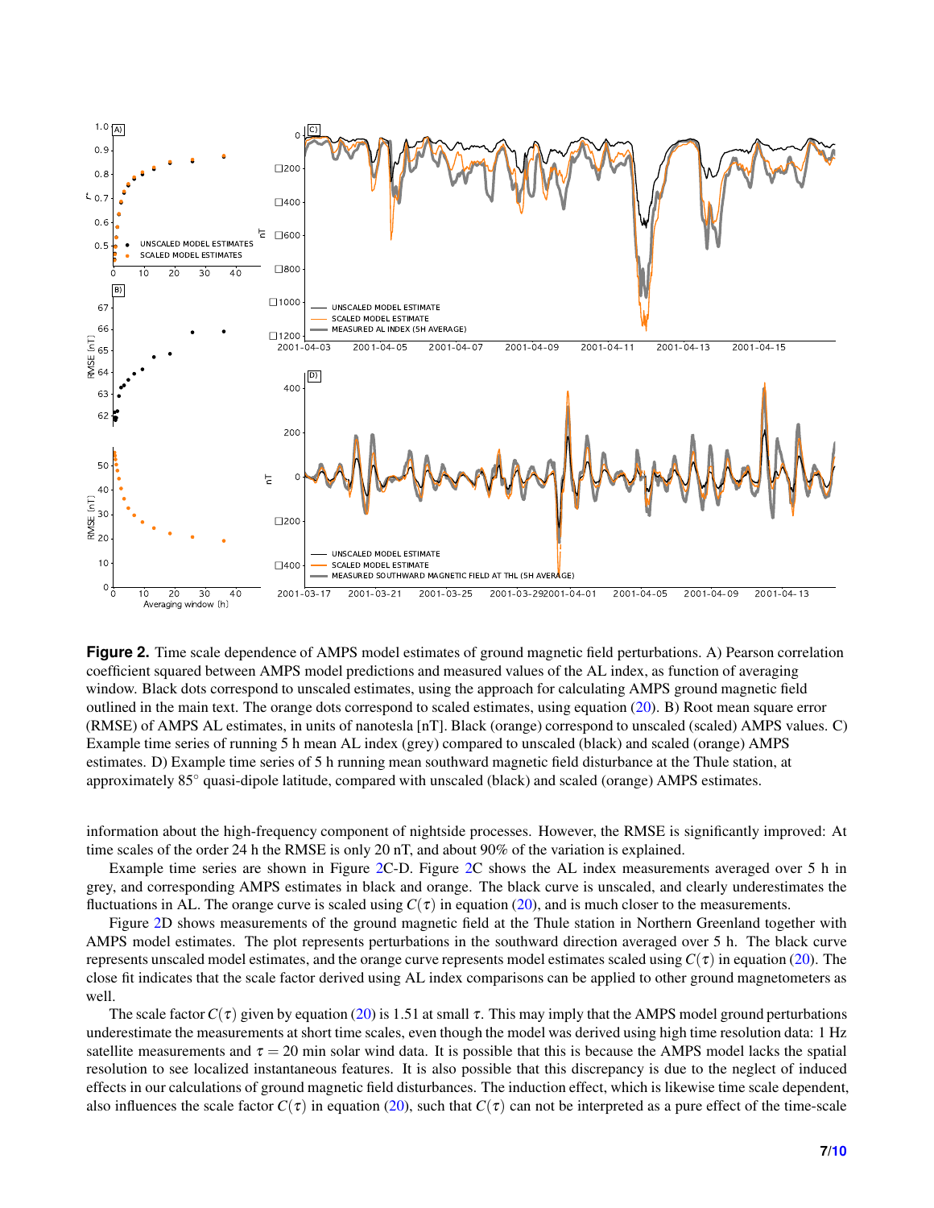**Figure 2.** Time scale dependence of AMPS model estimates of ground magnetic field perturbations. A) Pearson correlation coefficient squared between AMPS model predictions and measured values of the AL index, as function of averaging window. Black dots correspond to unscaled estimates, using the approach for calculating AMPS ground magnetic field outlined in the main text. The orange dots correspond to scaled estimates, using equation (20). B) Root mean square error (RMSE) of AMPS AL estimates, in units of nanotesla [nT]. Black (orange) correspond to unscaled (scaled) AMPS values. C) Example time series of running 5 h mean AL index (grey) compared to unscaled (black) and scaled (orange) AMPS estimates. D) Example time series of 5 h running mean southward magnetic field disturbance at the Thule station, at approximately 85° quasi-dipole latitude, compared with unscaled (black) and scaled (orange) AMPS estimates.

information about the high-frequency component of nightside processes. However, the RMSE is significantly improved: At time scales of the order 24 h the RMSE is only 20 nT, and about 90% of the variation is explained.

Example time series are shown in Figure 2C-D. Figure 2C shows the AL index measurements averaged over 5 h in grey, and corresponding AMPS estimates in black and orange. The black curve is unscaled, and clearly underestimates the fluctuations in AL. The orange curve is scaled using $C(\tau)$ in equation (20), and is much closer to the measurements.

Figure 2D shows measurements of the ground magnetic field at the Thule station in Northern Greenland together with AMPS model estimates. The plot represents perturbations in the southward direction averaged over 5 h. The black curve represents unscaled model estimates, and the orange curve represents model estimates scaled using $C(\tau)$ in equation (20). The close fit indicates that the scale factor derived using AL index comparisons can be applied to other ground magnetometers as well.

The scale factor $C(\tau)$ given by equation (20) is 1.51 at small $\tau$. This may imply that the AMPS model ground perturbations underestimate the measurements at short time scales, even though the model was derived using high time resolution data: 1 Hz satellite measurements and $\tau = 20$ min solar wind data. It is possible that this is because the AMPS model lacks the spatial resolution to see localized instantaneous features. It is also possible that this discrepancy is due to the neglect of induced effects in our calculations of ground magnetic field disturbances. The induction effect, which is likewise time scale dependent, also influences the scale factor $C(\tau)$ in equation (20), such that $C(\tau)$ can not be interpreted as a pure effect of the time-scale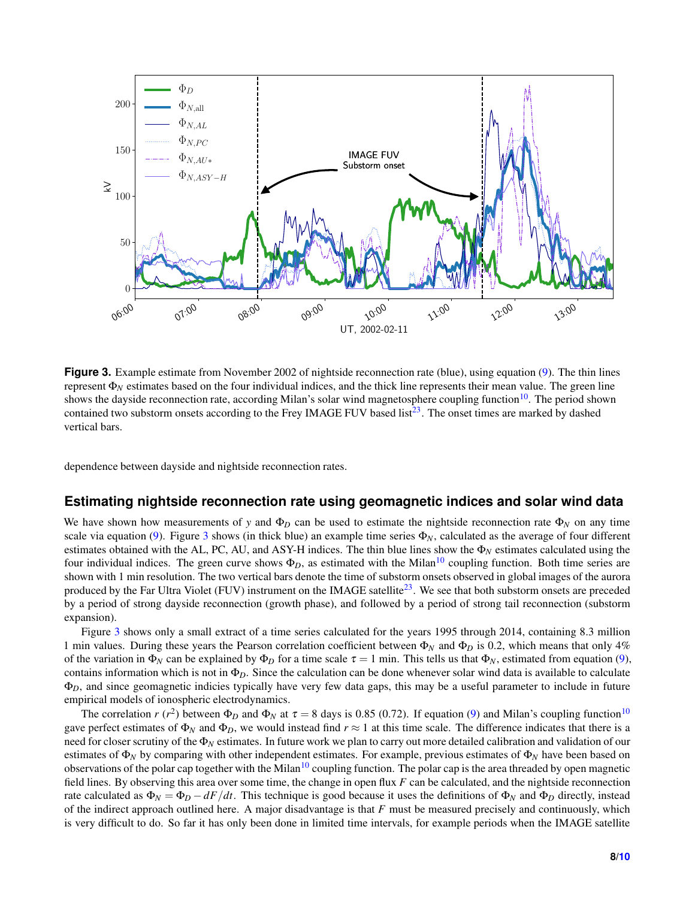**Figure 3.** Example estimate from November 2002 of nightside reconnection rate (blue), using equation (9). The thin lines represent $\Phi_N$ estimates based on the four individual indices, and the thick line represents their mean value. The green line shows the dayside reconnection rate, according Milan's solar wind magnetosphere coupling function[10]. The period shown contained two substorm onsets according to the Frey IMAGE FUV based list[23]. The onset times are marked by dashed vertical bars.

dependence between dayside and nightside reconnection rates.

## Estimating nightside reconnection rate using geomagnetic indices and solar wind data

We have shown how measurements of $y$ and $\Phi_D$ can be used to estimate the nightside reconnection rate $\Phi_N$ on any time scale via equation (9). Figure 3 shows (in thick blue) an example time series $\Phi_N$, calculated as the average of four different estimates obtained with the AL, PC, AU, and ASY-H indices. The thin blue lines show the $\Phi_N$ estimates calculated using the four individual indices. The green curve shows $\Phi_D$, as estimated with the Milan[10] coupling function. Both time series are shown with 1 min resolution. The two vertical bars denote the time of substorm onsets observed in global images of the aurora produced by the Far Ultra Violet (FUV) instrument on the IMAGE satellite[23]. We see that both substorm onsets are preceded by a period of strong dayside reconnection (growth phase), and followed by a period of strong tail reconnection (substorm expansion).

Figure 3 shows only a small extract of a time series calculated for the years 1995 through 2014, containing 8.3 million 1 min values. During these years the Pearson correlation coefficient between $\Phi_N$ and $\Phi_D$ is 0.2, which means that only 4% of the variation in $\Phi_N$ can be explained by $\Phi_D$ for a time scale $\tau = 1$ min. This tells us that $\Phi_N$, estimated from equation (9), contains information which is not in $\Phi_D$. Since the calculation can be done whenever solar wind data is available to calculate $\Phi_D$, and since geomagnetic indicies typically have very few data gaps, this may be a useful parameter to include in future empirical models of ionospheric electrodynamics.

The correlation $r$ ($r^2$) between $\Phi_D$ and $\Phi_N$ at $\tau = 8$ days is 0.85 (0.72). If equation (9) and Milan's coupling function[10] gave perfect estimates of $\Phi_N$ and $\Phi_D$, we would instead find $r \approx 1$ at this time scale. The difference indicates that there is a need for closer scrutiny of the $\Phi_N$ estimates. In future work we plan to carry out more detailed calibration and validation of our estimates of $\Phi_N$ by comparing with other independent estimates. For example, previous estimates of $\Phi_N$ have been based on observations of the polar cap together with the Milan[10] coupling function. The polar cap is the area threaded by open magnetic field lines. By observing this area over some time, the change in open flux $F$ can be calculated, and the nightside reconnection rate calculated as $\Phi_N = \Phi_D - dF/dt$. This technique is good because it uses the definitions of $\Phi_N$ and $\Phi_D$ directly, instead of the indirect approach outlined here. A major disadvantage is that $F$ must be measured precisely and continuously, which is very difficult to do. So far it has only been done in limited time intervals, for example periods when the IMAGE satellite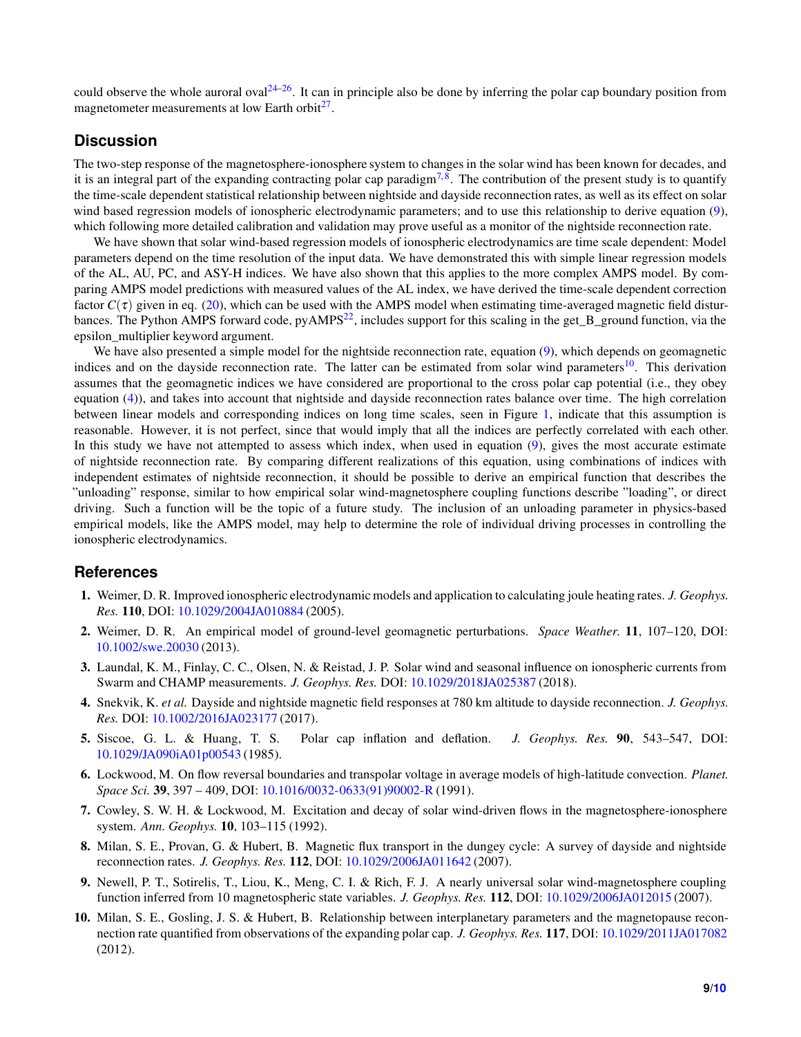could observe the whole auroral oval[24–26]. It can in principle also be done by inferring the polar cap boundary position from magnetometer measurements at low Earth orbit[27].

## Discussion

The two-step response of the magnetosphere-ionosphere system to changes in the solar wind has been known for decades, and it is an integral part of the expanding contracting polar cap paradigm[7,8]. The contribution of the present study is to quantify the time-scale dependent statistical relationship between nightside and dayside reconnection rates, as well as its effect on solar wind based regression models of ionospheric electrodynamic parameters; and to use this relationship to derive equation (9), which following more detailed calibration and validation may prove useful as a monitor of the nightside reconnection rate.

We have shown that solar wind-based regression models of ionospheric electrodynamics are time scale dependent: Model parameters depend on the time resolution of the input data. We have demonstrated this with simple linear regression models of the AL, AU, PC, and ASY-H indices. We have also shown that this applies to the more complex AMPS model. By comparing AMPS model predictions with measured values of the AL index, we have derived the time-scale dependent correction factor $C(\tau)$ given in eq. (20), which can be used with the AMPS model when estimating time-averaged magnetic field disturbances. The Python AMPS forward code, pyAMPS[22], includes support for this scaling in the get_B_ground function, via the epsilon_multiplier keyword argument.

We have also presented a simple model for the nightside reconnection rate, equation (9), which depends on geomagnetic indices and on the dayside reconnection rate. The latter can be estimated from solar wind parameters[10]. This derivation assumes that the geomagnetic indices we have considered are proportional to the cross polar cap potential (i.e., they obey equation (4)), and takes into account that nightside and dayside reconnection rates balance over time. The high correlation between linear models and corresponding indices on long time scales, seen in Figure 1, indicate that this assumption is reasonable. However, it is not perfect, since that would imply that all the indices are perfectly correlated with each other. In this study we have not attempted to assess which index, when used in equation (9), gives the most accurate estimate of nightside reconnection rate. By comparing different realizations of this equation, using combinations of indices with independent estimates of nightside reconnection, it should be possible to derive an empirical function that describes the "unloading" response, similar to how empirical solar wind-magnetosphere coupling functions describe "loading", or direct driving. Such a function will be the topic of a future study. The inclusion of an unloading parameter in physics-based empirical models, like the AMPS model, may help to determine the role of individual driving processes in controlling the ionospheric electrodynamics.

## References

1. Weimer, D. R. Improved ionospheric electrodynamic models and application to calculating joule heating rates. *J. Geophys. Res.* **110**, DOI: 10.1029/2004JA010884 (2005).
2. Weimer, D. R. An empirical model of ground-level geomagnetic perturbations. *Space Weather.* **11**, 107–120, DOI: 10.1002/swe.20030 (2013).
3. Laundal, K. M., Finlay, C. C., Olsen, N. & Reistad, J. P. Solar wind and seasonal influence on ionospheric currents from Swarm and CHAMP measurements. *J. Geophys. Res.* DOI: 10.1029/2018JA025387 (2018).
4. Snekvik, K. *et al.* Dayside and nightside magnetic field responses at 780 km altitude to dayside reconnection. *J. Geophys. Res.* DOI: 10.1002/2016JA023177 (2017).
5. Siscoe, G. L. & Huang, T. S. Polar cap inflation and deflation. *J. Geophys. Res.* **90**, 543–547, DOI: 10.1029/JA090iA01p00543 (1985).
6. Lockwood, M. On flow reversal boundaries and transpolar voltage in average models of high-latitude convection. *Planet. Space Sci.* **39**, 397 – 409, DOI: 10.1016/0032-0633(91)90002-R (1991).
7. Cowley, S. W. H. & Lockwood, M. Excitation and decay of solar wind-driven flows in the magnetosphere-ionosphere system. *Ann. Geophys.* **10**, 103–115 (1992).
8. Milan, S. E., Provan, G. & Hubert, B. Magnetic flux transport in the dungey cycle: A survey of dayside and nightside reconnection rates. *J. Geophys. Res.* **112**, DOI: 10.1029/2006JA011642 (2007).
9. Newell, P. T., Sotirelis, T., Liou, K., Meng, C. I. & Rich, F. J. A nearly universal solar wind-magnetosphere coupling function inferred from 10 magnetospheric state variables. *J. Geophys. Res.* **112**, DOI: 10.1029/2006JA012015 (2007).
10. Milan, S. E., Gosling, J. S. & Hubert, B. Relationship between interplanetary parameters and the magnetopause reconnection rate quantified from observations of the expanding polar cap. *J. Geophys. Res.* **117**, DOI: 10.1029/2011JA017082 (2012).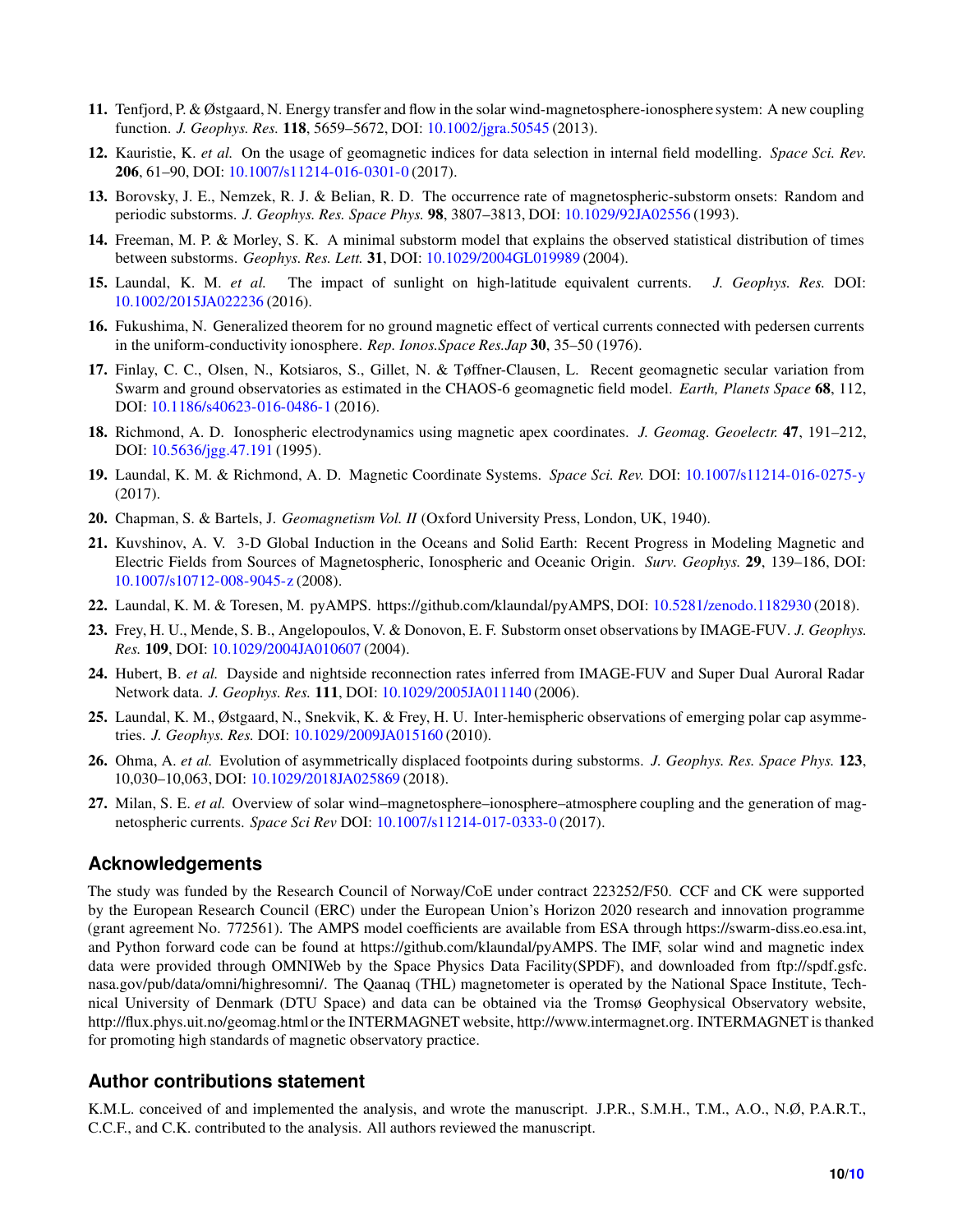11. Tenfjord, P. & Østgaard, N. Energy transfer and flow in the solar wind-magnetosphere-ionosphere system: A new coupling function. *J. Geophys. Res.* **118**, 5659–5672, DOI: 10.1002/jgra.50545 (2013).

12. Kauristie, K. *et al.* On the usage of geomagnetic indices for data selection in internal field modelling. *Space Sci. Rev.* **206**, 61–90, DOI: 10.1007/s11214-016-0301-0 (2017).

13. Borovsky, J. E., Nemzek, R. J. & Belian, R. D. The occurrence rate of magnetospheric-substorm onsets: Random and periodic substorms. *J. Geophys. Res. Space Phys.* **98**, 3807–3813, DOI: 10.1029/92JA02556 (1993).

14. Freeman, M. P. & Morley, S. K. A minimal substorm model that explains the observed statistical distribution of times between substorms. *Geophys. Res. Lett.* **31**, DOI: 10.1029/2004GL019989 (2004).

15. Laundal, K. M. *et al.* The impact of sunlight on high-latitude equivalent currents. *J. Geophys. Res.* DOI: 10.1002/2015JA022236 (2016).

16. Fukushima, N. Generalized theorem for no ground magnetic effect of vertical currents connected with pedersen currents in the uniform-conductivity ionosphere. *Rep. Ionos.Space Res.Jap* **30**, 35–50 (1976).

17. Finlay, C. C., Olsen, N., Kotsiaros, S., Gillet, N. & Tøffner-Clausen, L. Recent geomagnetic secular variation from Swarm and ground observatories as estimated in the CHAOS-6 geomagnetic field model. *Earth, Planets Space* **68**, 112, DOI: 10.1186/s40623-016-0486-1 (2016).

18. Richmond, A. D. Ionospheric electrodynamics using magnetic apex coordinates. *J. Geomag. Geoelectr.* **47**, 191–212, DOI: 10.5636/jgg.47.191 (1995).

19. Laundal, K. M. & Richmond, A. D. Magnetic Coordinate Systems. *Space Sci. Rev.* DOI: 10.1007/s11214-016-0275-y (2017).

20. Chapman, S. & Bartels, J. *Geomagnetism Vol. II* (Oxford University Press, London, UK, 1940).

21. Kuvshinov, A. V. 3-D Global Induction in the Oceans and Solid Earth: Recent Progress in Modeling Magnetic and Electric Fields from Sources of Magnetospheric, Ionospheric and Oceanic Origin. *Surv. Geophys.* **29**, 139–186, DOI: 10.1007/s10712-008-9045-z (2008).

22. Laundal, K. M. & Toresen, M. pyAMPS. https://github.com/klaundal/pyAMPS, DOI: 10.5281/zenodo.1182930 (2018).

23. Frey, H. U., Mende, S. B., Angelopoulos, V. & Donovon, E. F. Substorm onset observations by IMAGE-FUV. *J. Geophys. Res.* **109**, DOI: 10.1029/2004JA010607 (2004).

24. Hubert, B. *et al.* Dayside and nightside reconnection rates inferred from IMAGE-FUV and Super Dual Auroral Radar Network data. *J. Geophys. Res.* **111**, DOI: 10.1029/2005JA011140 (2006).

25. Laundal, K. M., Østgaard, N., Snekvik, K. & Frey, H. U. Inter-hemispheric observations of emerging polar cap asymmetries. *J. Geophys. Res.* DOI: 10.1029/2009JA015160 (2010).

26. Ohma, A. *et al.* Evolution of asymmetrically displaced footpoints during substorms. *J. Geophys. Res. Space Phys.* **123**, 10,030–10,063, DOI: 10.1029/2018JA025869 (2018).

27. Milan, S. E. *et al.* Overview of solar wind–magnetosphere–ionosphere–atmosphere coupling and the generation of magnetospheric currents. *Space Sci Rev* DOI: 10.1007/s11214-017-0333-0 (2017).

## Acknowledgements

The study was funded by the Research Council of Norway/CoE under contract 223252/F50. CCF and CK were supported by the European Research Council (ERC) under the European Union's Horizon 2020 research and innovation programme (grant agreement No. 772561). The AMPS model coefficients are available from ESA through https://swarm-diss.eo.esa.int, and Python forward code can be found at https://github.com/klaundal/pyAMPS. The IMF, solar wind and magnetic index data were provided through OMNIWeb by the Space Physics Data Facility(SPDF), and downloaded from ftp://spdf.gsfc.nasa.gov/pub/data/omni/highresomni/. The Qaanaq (THL) magnetometer is operated by the National Space Institute, Technical University of Denmark (DTU Space) and data can be obtained via the Tromsø Geophysical Observatory website, http://flux.phys.uit.no/geomag.html or the INTERMAGNET website, http://www.intermagnet.org. INTERMAGNET is thanked for promoting high standards of magnetic observatory practice.

## Author contributions statement

K.M.L. conceived of and implemented the analysis, and wrote the manuscript. J.P.R., S.M.H., T.M., A.O., N.Ø, P.A.R.T., C.C.F., and C.K. contributed to the analysis. All authors reviewed the manuscript.